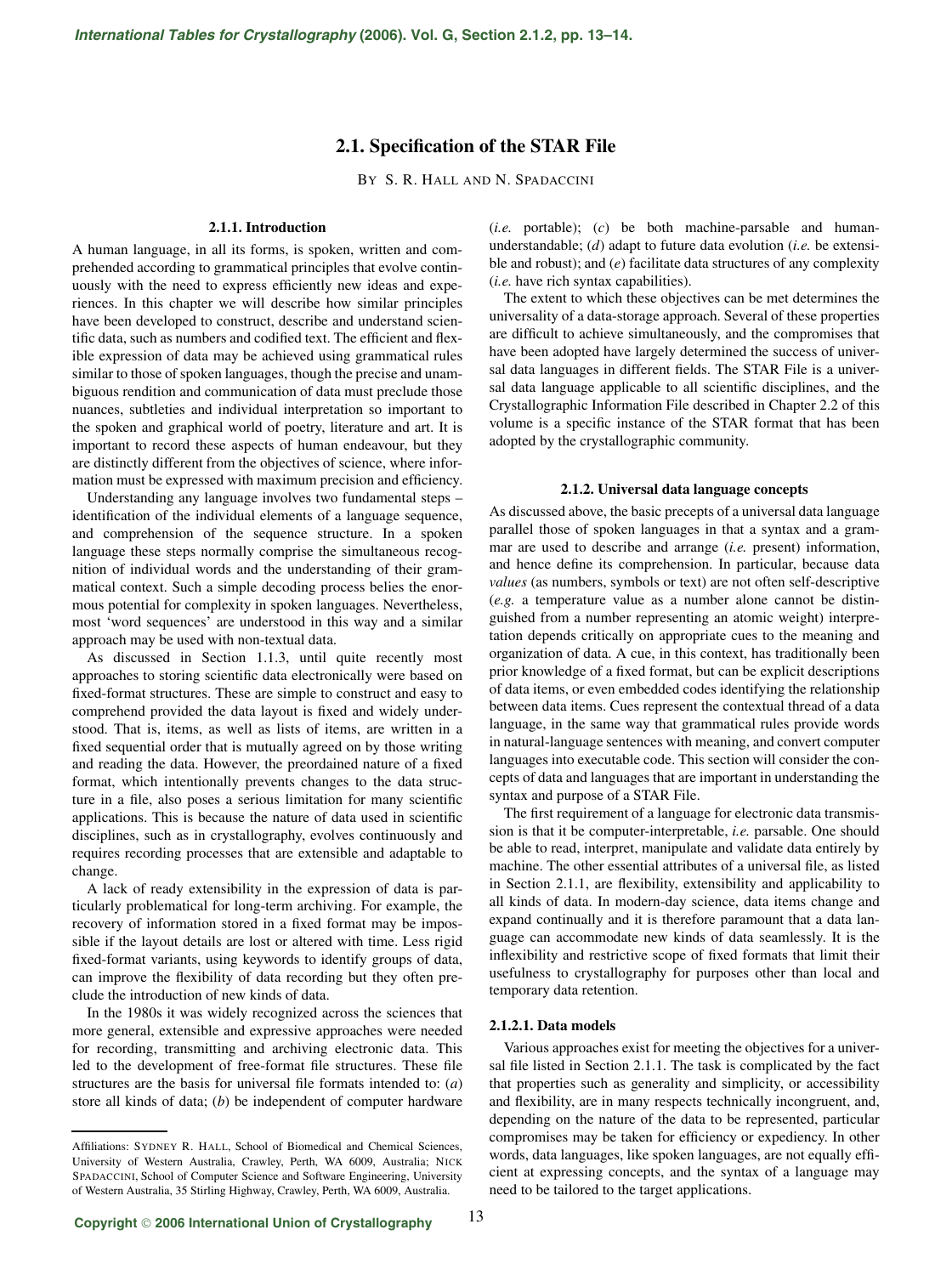# 2.1. Specification of the STAR File

BY S. R. HALL AND N. SPADACCINI

## 2.1.1. Introduction

A human language, in all its forms, is spoken, written and comprehended according to grammatical principles that evolve continuously with the need to express efficiently new ideas and experiences. In this chapter we will describe how similar principles have been developed to construct, describe and understand scientific data, such as numbers and codified text. The efficient and flexible expression of data may be achieved using grammatical rules similar to those of spoken languages, though the precise and unambiguous rendition and communication of data must preclude those nuances, subtleties and individual interpretation so important to the spoken and graphical world of poetry, literature and art. It is important to record these aspects of human endeavour, but they are distinctly different from the objectives of science, where information must be expressed with maximum precision and efficiency.

Understanding any language involves two fundamental steps – identification of the individual elements of a language sequence, and comprehension of the sequence structure. In a spoken language these steps normally comprise the simultaneous recognition of individual words and the understanding of their grammatical context. Such a simple decoding process belies the enormous potential for complexity in spoken languages. Nevertheless, most 'word sequences' are understood in this way and a similar approach may be used with non-textual data.

As discussed in Section 1.1.3, until quite recently most approaches to storing scientific data electronically were based on fixed-format structures. These are simple to construct and easy to comprehend provided the data layout is fixed and widely understood. That is, items, as well as lists of items, are written in a fixed sequential order that is mutually agreed on by those writing and reading the data. However, the preordained nature of a fixed format, which intentionally prevents changes to the data structure in a file, also poses a serious limitation for many scientific applications. This is because the nature of data used in scientific disciplines, such as in crystallography, evolves continuously and requires recording processes that are extensible and adaptable to change.

A lack of ready extensibility in the expression of data is particularly problematical for long-term archiving. For example, the recovery of information stored in a fixed format may be impossible if the layout details are lost or altered with time. Less rigid fixed-format variants, using keywords to identify groups of data, can improve the flexibility of data recording but they often preclude the introduction of new kinds of data.

In the 1980s it was widely recognized across the sciences that more general, extensible and expressive approaches were needed for recording, transmitting and archiving electronic data. This led to the development of free-format file structures. These file structures are the basis for universal file formats intended to: (*a*) store all kinds of data; (*b*) be independent of computer hardware (*i.e.* portable); (*c*) be both machine-parsable and human-understandable; (*d*) adapt to future data evolution (*i.e.* be extensible and robust); and (*e*) facilitate data structures of any complexity (*i.e.* have rich syntax capabilities).

The extent to which these objectives can be met determines the universality of a data-storage approach. Several of these properties are difficult to achieve simultaneously, and the compromises that have been adopted have largely determined the success of universal data languages in different fields. The STAR File is a universal data language applicable to all scientific disciplines, and the Crystallographic Information File described in Chapter 2.2 of this volume is a specific instance of the STAR format that has been adopted by the crystallographic community.

## 2.1.2. Universal data language concepts

As discussed above, the basic precepts of a universal data language parallel those of spoken languages in that a syntax and a grammar are used to describe and arrange (*i.e.* present) information, and hence define its comprehension. In particular, because data *values* (as numbers, symbols or text) are not often self-descriptive (*e.g.* a temperature value as a number alone cannot be distinguished from a number representing an atomic weight) interpretation depends critically on appropriate cues to the meaning and organization of data. A cue, in this context, has traditionally been prior knowledge of a fixed format, but can be explicit descriptions of data items, or even embedded codes identifying the relationship between data items. Cues represent the contextual thread of a data language, in the same way that grammatical rules provide words in natural-language sentences with meaning, and convert computer languages into executable code. This section will consider the concepts of data and languages that are important in understanding the syntax and purpose of a STAR File.

The first requirement of a language for electronic data transmission is that it be computer-interpretable, *i.e.* parsable. One should be able to read, interpret, manipulate and validate data entirely by machine. The other essential attributes of a universal file, as listed in Section 2.1.1, are flexibility, extensibility and applicability to all kinds of data. In modern-day science, data items change and expand continually and it is therefore paramount that a data language can accommodate new kinds of data seamlessly. It is the inflexibility and restrictive scope of fixed formats that limit their usefulness to crystallography for purposes other than local and temporary data retention.

### 2.1.2.1. Data models

Various approaches exist for meeting the objectives for a universal file listed in Section 2.1.1. The task is complicated by the fact that properties such as generality and simplicity, or accessibility and flexibility, are in many respects technically incongruent, and, depending on the nature of the data to be represented, particular compromises may be taken for efficiency or expediency. In other words, data languages, like spoken languages, are not equally efficient at expressing concepts, and the syntax of a language may need to be tailored to the target applications.

Affiliations: SYDNEY R. HALL, School of Biomedical and Chemical Sciences, University of Western Australia, Crawley, Perth, WA 6009, Australia; NICK SPADACCINI, School of Computer Science and Software Engineering, University of Western Australia, 35 Stirling Highway, Crawley, Perth, WA 6009, Australia.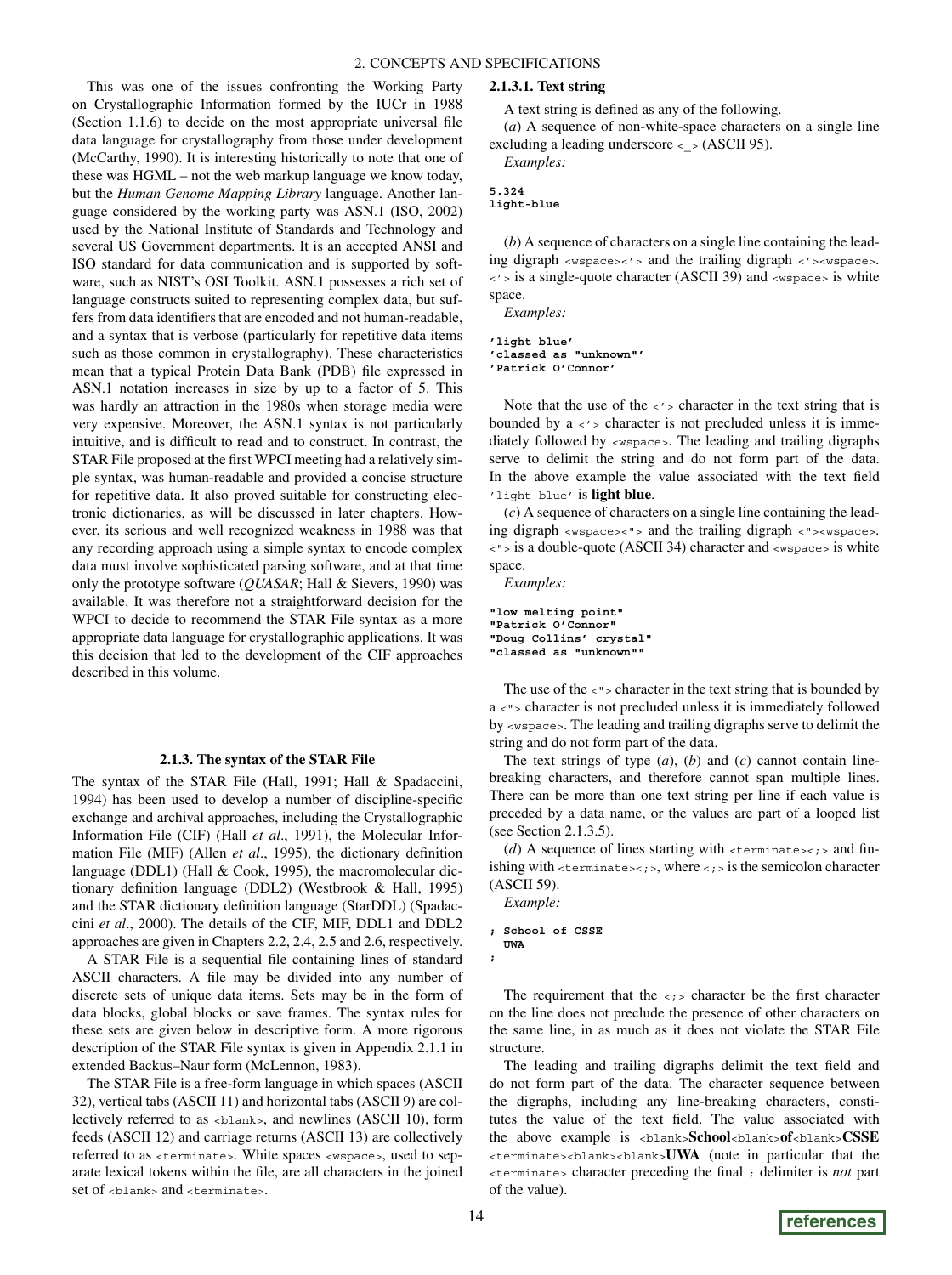This was one of the issues confronting the Working Party on Crystallographic Information formed by the IUCr in 1988 (Section 1.1.6) to decide on the most appropriate universal file data language for crystallography from those under development (McCarthy, 1990). It is interesting historically to note that one of these was HGML – not the web markup language we know today, but the *Human Genome Mapping Library* language. Another language considered by the working party was ASN.1 (ISO, 2002) used by the National Institute of Standards and Technology and several US Government departments. It is an accepted ANSI and ISO standard for data communication and is supported by software, such as NIST's OSI Toolkit. ASN.1 possesses a rich set of language constructs suited to representing complex data, but suffers from data identifiers that are encoded and not human-readable, and a syntax that is verbose (particularly for repetitive data items such as those common in crystallography). These characteristics mean that a typical Protein Data Bank (PDB) file expressed in ASN.1 notation increases in size by up to a factor of 5. This was hardly an attraction in the 1980s when storage media were very expensive. Moreover, the ASN.1 syntax is not particularly intuitive, and is difficult to read and to construct. In contrast, the STAR File proposed at the first WPCI meeting had a relatively simple syntax, was human-readable and provided a concise structure for repetitive data. It also proved suitable for constructing electronic dictionaries, as will be discussed in later chapters. However, its serious and well recognized weakness in 1988 was that any recording approach using a simple syntax to encode complex data must involve sophisticated parsing software, and at that time only the prototype software (*QUASAR*; Hall & Sievers, 1990) was available. It was therefore not a straightforward decision for the WPCI to decide to recommend the STAR File syntax as a more appropriate data language for crystallographic applications. It was this decision that led to the development of the CIF approaches described in this volume.

### 2.1.3. The syntax of the STAR File

The syntax of the STAR File (Hall, 1991; Hall & Spadaccini, 1994) has been used to develop a number of discipline-specific exchange and archival approaches, including the Crystallographic Information File (CIF) (Hall *et al*., 1991), the Molecular Information File (MIF) (Allen *et al*., 1995), the dictionary definition language (DDL1) (Hall & Cook, 1995), the macromolecular dictionary definition language (DDL2) (Westbrook & Hall, 1995) and the STAR dictionary definition language (StarDDL) (Spadaccini *et al*., 2000). The details of the CIF, MIF, DDL1 and DDL2 approaches are given in Chapters 2.2, 2.4, 2.5 and 2.6, respectively.

A STAR File is a sequential file containing lines of standard ASCII characters. A file may be divided into any number of discrete sets of unique data items. Sets may be in the form of data blocks, global blocks or save frames. The syntax rules for these sets are given below in descriptive form. A more rigorous description of the STAR File syntax is given in Appendix 2.1.1 in extended Backus–Naur form (McLennon, 1983).

The STAR File is a free-form language in which spaces (ASCII 32), vertical tabs (ASCII 11) and horizontal tabs (ASCII 9) are collectively referred to as `<blank>`, and newlines (ASCII 10), form feeds (ASCII 12) and carriage returns (ASCII 13) are collectively referred to as `<terminate>`. White spaces `<wspace>`, used to separate lexical tokens within the file, are all characters in the joined set of `<blank>` and `<terminate>`.

#### 2.1.3.1. Text string

A text string is defined as any of the following.

(*a*) A sequence of non-white-space characters on a single line excluding a leading underscore `<_>` (ASCII 95).

*Examples:*

```
5.324
light-blue
```

(*b*) A sequence of characters on a single line containing the leading digraph `<wspace><'>` and the trailing digraph `<'><wspace>`. `<'>` is a single-quote character (ASCII 39) and `<wspace>` is white space.

*Examples:*

```
'light blue'
'classed as "unknown"'
'Patrick O'Connor'
```

Note that the use of the `<'>` character in the text string that is bounded by a `<'>` character is not precluded unless it is immediately followed by `<wspace>`. The leading and trailing digraphs serve to delimit the string and do not form part of the data. In the above example the value associated with the text field `'light blue'` is **light blue**.

(*c*) A sequence of characters on a single line containing the leading digraph `<wspace><">` and the trailing digraph `<"><wspace>`. `<">` is a double-quote (ASCII 34) character and `<wspace>` is white space.

*Examples:*

```
"low melting point"
"Patrick O'Connor"
"Doug Collins' crystal"
"classed as "unknown""
```

The use of the `<">` character in the text string that is bounded by a `<">` character is not precluded unless it is immediately followed by `<wspace>`. The leading and trailing digraphs serve to delimit the string and do not form part of the data.

The text strings of type (*a*), (*b*) and (*c*) cannot contain line-breaking characters, and therefore cannot span multiple lines. There can be more than one text string per line if each value is preceded by a data name, or the values are part of a looped list (see Section 2.1.3.5).

(*d*) A sequence of lines starting with `<terminate><;>` and finishing with `<terminate><;>`, where `<;>` is the semicolon character (ASCII 59).

*Example:*

```
; School of CSSE
  UWA
;
```

The requirement that the `<;>` character be the first character on the line does not preclude the presence of other characters on the same line, in as much as it does not violate the STAR File structure.

The leading and trailing digraphs delimit the text field and do not form part of the data. The character sequence between the digraphs, including any line-breaking characters, constitutes the value of the text field. The value associated with the above example is `<blank>`**School**`<blank>`**of**`<blank>`**CSSE** `<terminate><blank><blank>`**UWA** (note in particular that the `<terminate>` character preceding the final `;` delimiter is *not* part of the value).